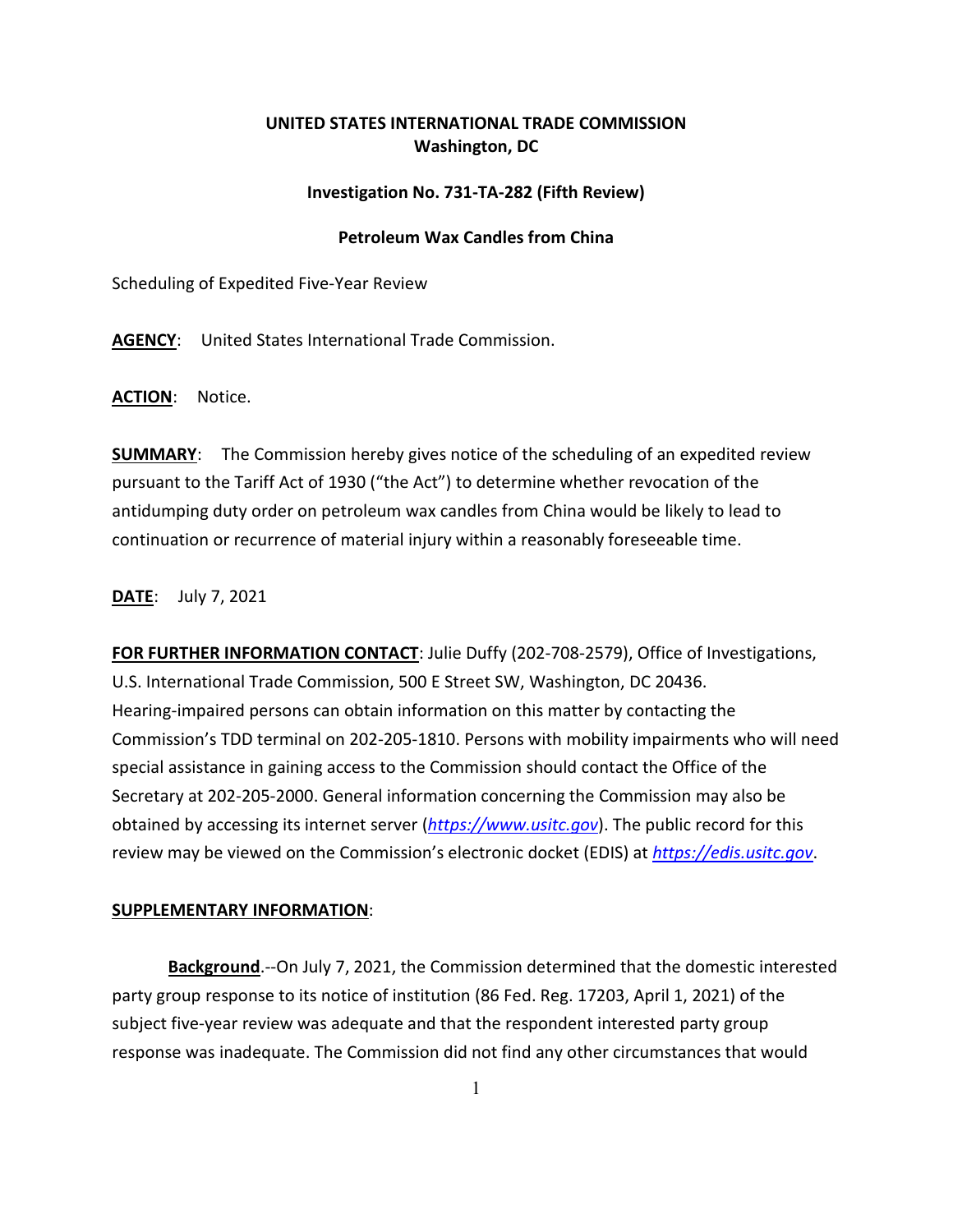**UNITED STATES INTERNATIONAL TRADE COMMISSION**
**Washington, DC**

**Investigation No. 731-TA-282 (Fifth Review)**

**Petroleum Wax Candles from China**

Scheduling of Expedited Five-Year Review

**AGENCY**: United States International Trade Commission.

**ACTION**: Notice.

**SUMMARY**: The Commission hereby gives notice of the scheduling of an expedited review pursuant to the Tariff Act of 1930 ("the Act") to determine whether revocation of the antidumping duty order on petroleum wax candles from China would be likely to lead to continuation or recurrence of material injury within a reasonably foreseeable time.

**DATE**: July 7, 2021

**FOR FURTHER INFORMATION CONTACT**: Julie Duffy (202-708-2579), Office of Investigations, U.S. International Trade Commission, 500 E Street SW, Washington, DC 20436. Hearing-impaired persons can obtain information on this matter by contacting the Commission's TDD terminal on 202-205-1810. Persons with mobility impairments who will need special assistance in gaining access to the Commission should contact the Office of the Secretary at 202-205-2000. General information concerning the Commission may also be obtained by accessing its internet server (*https://www.usitc.gov*). The public record for this review may be viewed on the Commission's electronic docket (EDIS) at *https://edis.usitc.gov*.

**SUPPLEMENTARY INFORMATION**:

**Background**.--On July 7, 2021, the Commission determined that the domestic interested party group response to its notice of institution (86 Fed. Reg. 17203, April 1, 2021) of the subject five-year review was adequate and that the respondent interested party group response was inadequate. The Commission did not find any other circumstances that would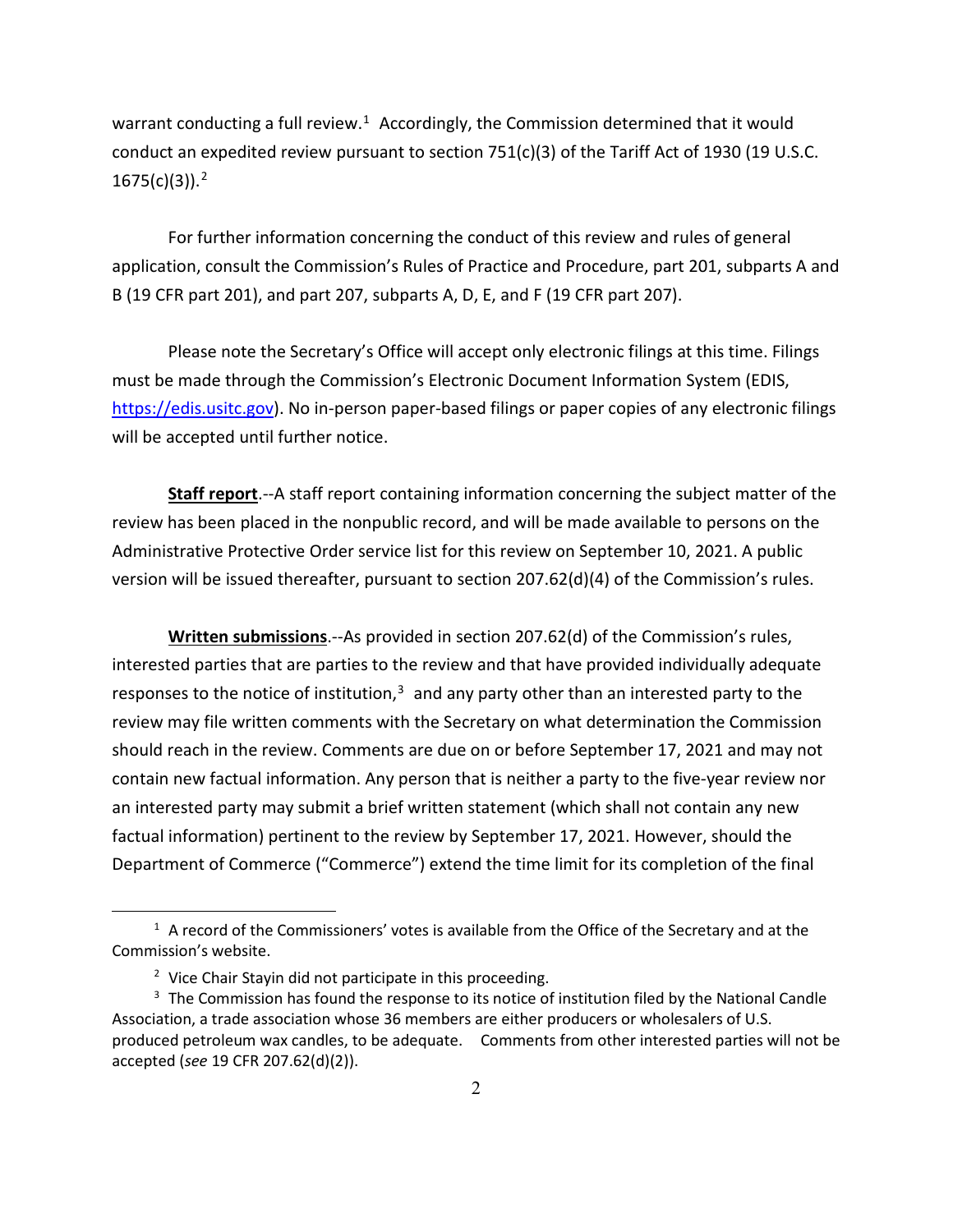warrant conducting a full review.[1] Accordingly, the Commission determined that it would conduct an expedited review pursuant to section 751(c)(3) of the Tariff Act of 1930 (19 U.S.C. 1675(c)(3)).[2]

For further information concerning the conduct of this review and rules of general application, consult the Commission's Rules of Practice and Procedure, part 201, subparts A and B (19 CFR part 201), and part 207, subparts A, D, E, and F (19 CFR part 207).

Please note the Secretary's Office will accept only electronic filings at this time. Filings must be made through the Commission's Electronic Document Information System (EDIS, https://edis.usitc.gov). No in-person paper-based filings or paper copies of any electronic filings will be accepted until further notice.

**Staff report**.--A staff report containing information concerning the subject matter of the review has been placed in the nonpublic record, and will be made available to persons on the Administrative Protective Order service list for this review on September 10, 2021. A public version will be issued thereafter, pursuant to section 207.62(d)(4) of the Commission's rules.

**Written submissions**.--As provided in section 207.62(d) of the Commission's rules, interested parties that are parties to the review and that have provided individually adequate responses to the notice of institution,[3] and any party other than an interested party to the review may file written comments with the Secretary on what determination the Commission should reach in the review. Comments are due on or before September 17, 2021 and may not contain new factual information. Any person that is neither a party to the five-year review nor an interested party may submit a brief written statement (which shall not contain any new factual information) pertinent to the review by September 17, 2021. However, should the Department of Commerce ("Commerce") extend the time limit for its completion of the final

[1] A record of the Commissioners' votes is available from the Office of the Secretary and at the Commission's website.

[2] Vice Chair Stayin did not participate in this proceeding.

[3] The Commission has found the response to its notice of institution filed by the National Candle Association, a trade association whose 36 members are either producers or wholesalers of U.S. produced petroleum wax candles, to be adequate. Comments from other interested parties will not be accepted (*see* 19 CFR 207.62(d)(2)).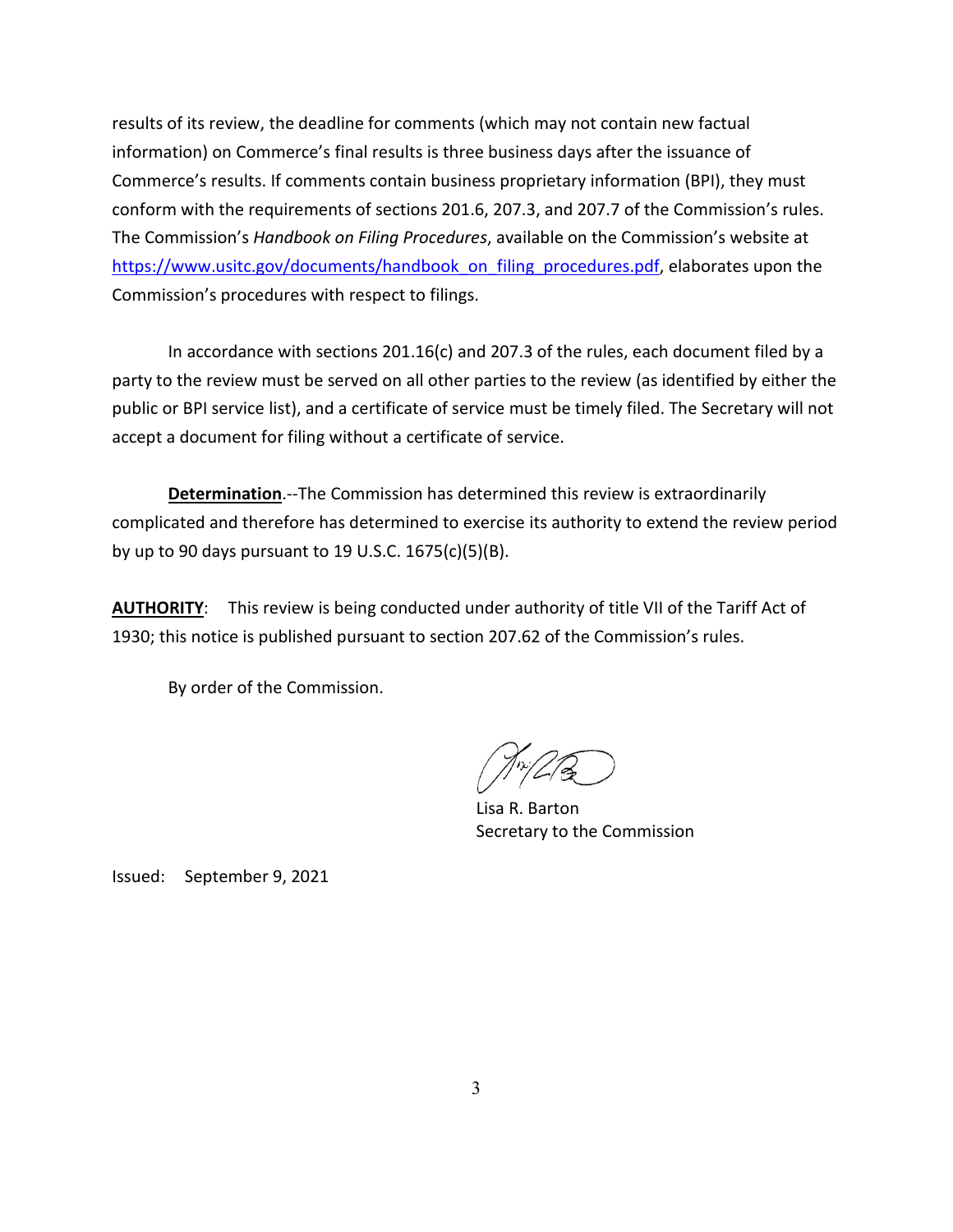results of its review, the deadline for comments (which may not contain new factual information) on Commerce's final results is three business days after the issuance of Commerce's results. If comments contain business proprietary information (BPI), they must conform with the requirements of sections 201.6, 207.3, and 207.7 of the Commission's rules. The Commission's *Handbook on Filing Procedures*, available on the Commission's website at https://www.usitc.gov/documents/handbook_on_filing_procedures.pdf, elaborates upon the Commission's procedures with respect to filings.

In accordance with sections 201.16(c) and 207.3 of the rules, each document filed by a party to the review must be served on all other parties to the review (as identified by either the public or BPI service list), and a certificate of service must be timely filed. The Secretary will not accept a document for filing without a certificate of service.

**Determination**.--The Commission has determined this review is extraordinarily complicated and therefore has determined to exercise its authority to extend the review period by up to 90 days pursuant to 19 U.S.C. 1675(c)(5)(B).

**AUTHORITY**: This review is being conducted under authority of title VII of the Tariff Act of 1930; this notice is published pursuant to section 207.62 of the Commission's rules.

By order of the Commission.

Lisa R. Barton
Secretary to the Commission

Issued: September 9, 2021